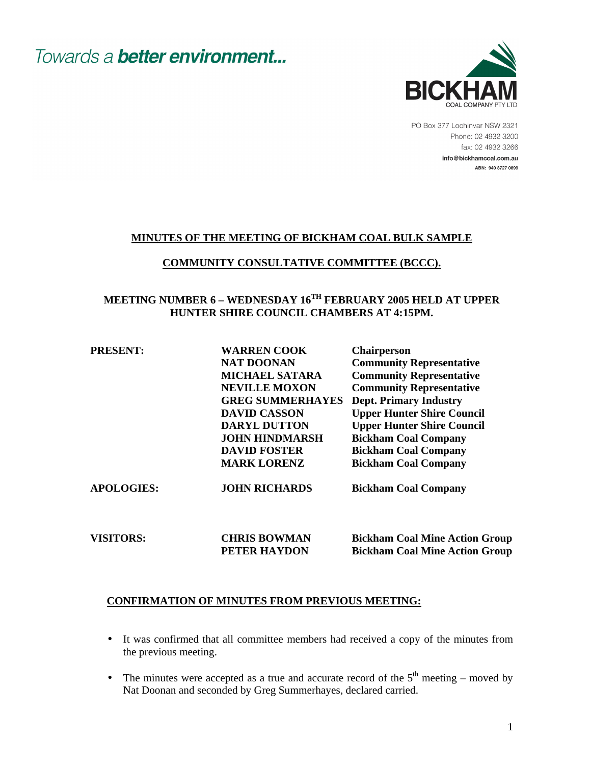Towards a **better environment...**

**BICKHAM**
COAL COMPANY PTY LTD

PO Box 377 Lochinvar NSW 2321
Phone: 02 4932 3200
fax: 02 4932 3266
info@bickhamcoal.com.au
ABN: 940 8727 0899

## MINUTES OF THE MEETING OF BICKHAM COAL BULK SAMPLE COMMUNITY CONSULTATIVE COMMITTEE (BCCC).

### MEETING NUMBER 6 – WEDNESDAY 16TH FEBRUARY 2005 HELD AT UPPER HUNTER SHIRE COUNCIL CHAMBERS AT 4:15PM.

| | | |
|---|---|---|
| **PRESENT:** | **WARREN COOK** | **Chairperson** |
| | **NAT DOONAN** | **Community Representative** |
| | **MICHAEL SATARA** | **Community Representative** |
| | **NEVILLE MOXON** | **Community Representative** |
| | **GREG SUMMERHAYES** | **Dept. Primary Industry** |
| | **DAVID CASSON** | **Upper Hunter Shire Council** |
| | **DARYL DUTTON** | **Upper Hunter Shire Council** |
| | **JOHN HINDMARSH** | **Bickham Coal Company** |
| | **DAVID FOSTER** | **Bickham Coal Company** |
| | **MARK LORENZ** | **Bickham Coal Company** |
| **APOLOGIES:** | **JOHN RICHARDS** | **Bickham Coal Company** |
| **VISITORS:** | **CHRIS BOWMAN** | **Bickham Coal Mine Action Group** |
| | **PETER HAYDON** | **Bickham Coal Mine Action Group** |

### CONFIRMATION OF MINUTES FROM PREVIOUS MEETING:

- It was confirmed that all committee members had received a copy of the minutes from the previous meeting.
- The minutes were accepted as a true and accurate record of the 5th meeting – moved by Nat Doonan and seconded by Greg Summerhayes, declared carried.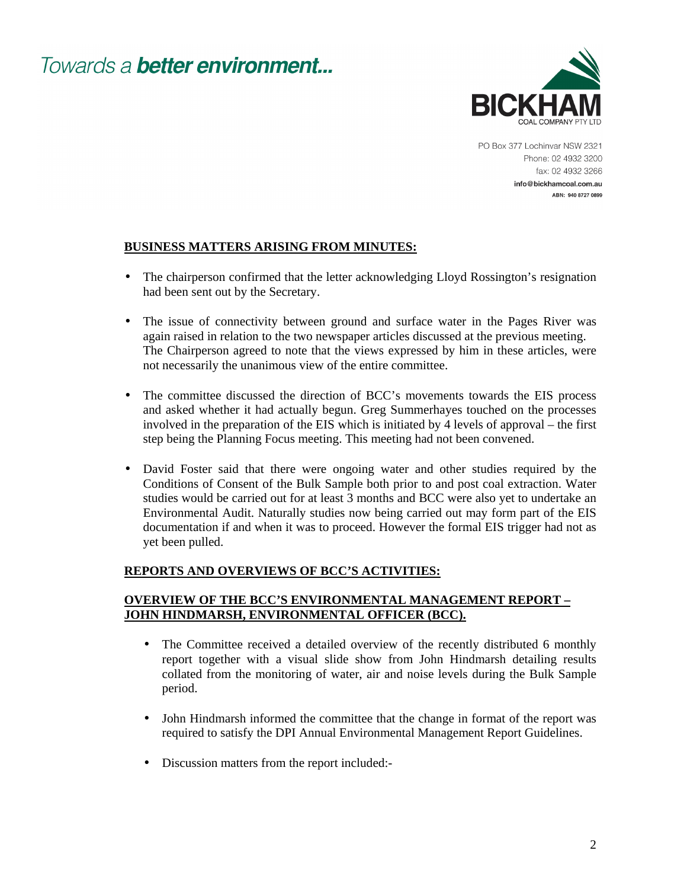## BUSINESS MATTERS ARISING FROM MINUTES:

- The chairperson confirmed that the letter acknowledging Lloyd Rossington's resignation had been sent out by the Secretary.

- The issue of connectivity between ground and surface water in the Pages River was again raised in relation to the two newspaper articles discussed at the previous meeting. The Chairperson agreed to note that the views expressed by him in these articles, were not necessarily the unanimous view of the entire committee.

- The committee discussed the direction of BCC's movements towards the EIS process and asked whether it had actually begun. Greg Summerhayes touched on the processes involved in the preparation of the EIS which is initiated by 4 levels of approval – the first step being the Planning Focus meeting. This meeting had not been convened.

- David Foster said that there were ongoing water and other studies required by the Conditions of Consent of the Bulk Sample both prior to and post coal extraction. Water studies would be carried out for at least 3 months and BCC were also yet to undertake an Environmental Audit. Naturally studies now being carried out may form part of the EIS documentation if and when it was to proceed. However the formal EIS trigger had not as yet been pulled.

## REPORTS AND OVERVIEWS OF BCC'S ACTIVITIES:

### OVERVIEW OF THE BCC'S ENVIRONMENTAL MANAGEMENT REPORT – JOHN HINDMARSH, ENVIRONMENTAL OFFICER (BCC).

- The Committee received a detailed overview of the recently distributed 6 monthly report together with a visual slide show from John Hindmarsh detailing results collated from the monitoring of water, air and noise levels during the Bulk Sample period.

- John Hindmarsh informed the committee that the change in format of the report was required to satisfy the DPI Annual Environmental Management Report Guidelines.

- Discussion matters from the report included:-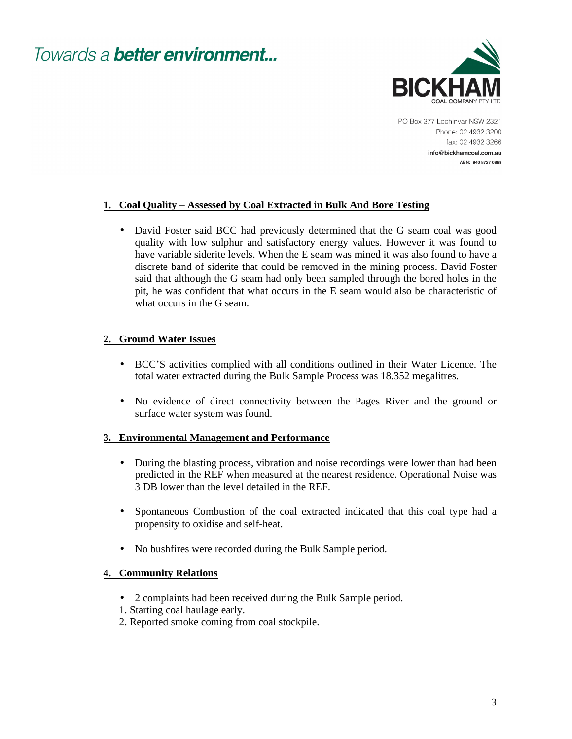Towards a **better environment...**

**BICKHAM**
COAL COMPANY PTY LTD

PO Box 377 Lochinvar NSW 2321
Phone: 02 4932 3200
fax: 02 4932 3266
info@bickhamcoal.com.au
ABN: 940 8727 0899

## 1. Coal Quality – Assessed by Coal Extracted in Bulk And Bore Testing

- David Foster said BCC had previously determined that the G seam coal was good quality with low sulphur and satisfactory energy values. However it was found to have variable siderite levels. When the E seam was mined it was also found to have a discrete band of siderite that could be removed in the mining process. David Foster said that although the G seam had only been sampled through the bored holes in the pit, he was confident that what occurs in the E seam would also be characteristic of what occurs in the G seam.

## 2. Ground Water Issues

- BCC'S activities complied with all conditions outlined in their Water Licence. The total water extracted during the Bulk Sample Process was 18.352 megalitres.

- No evidence of direct connectivity between the Pages River and the ground or surface water system was found.

## 3. Environmental Management and Performance

- During the blasting process, vibration and noise recordings were lower than had been predicted in the REF when measured at the nearest residence. Operational Noise was 3 DB lower than the level detailed in the REF.

- Spontaneous Combustion of the coal extracted indicated that this coal type had a propensity to oxidise and self-heat.

- No bushfires were recorded during the Bulk Sample period.

## 4. Community Relations

- 2 complaints had been received during the Bulk Sample period.

1. Starting coal haulage early.
2. Reported smoke coming from coal stockpile.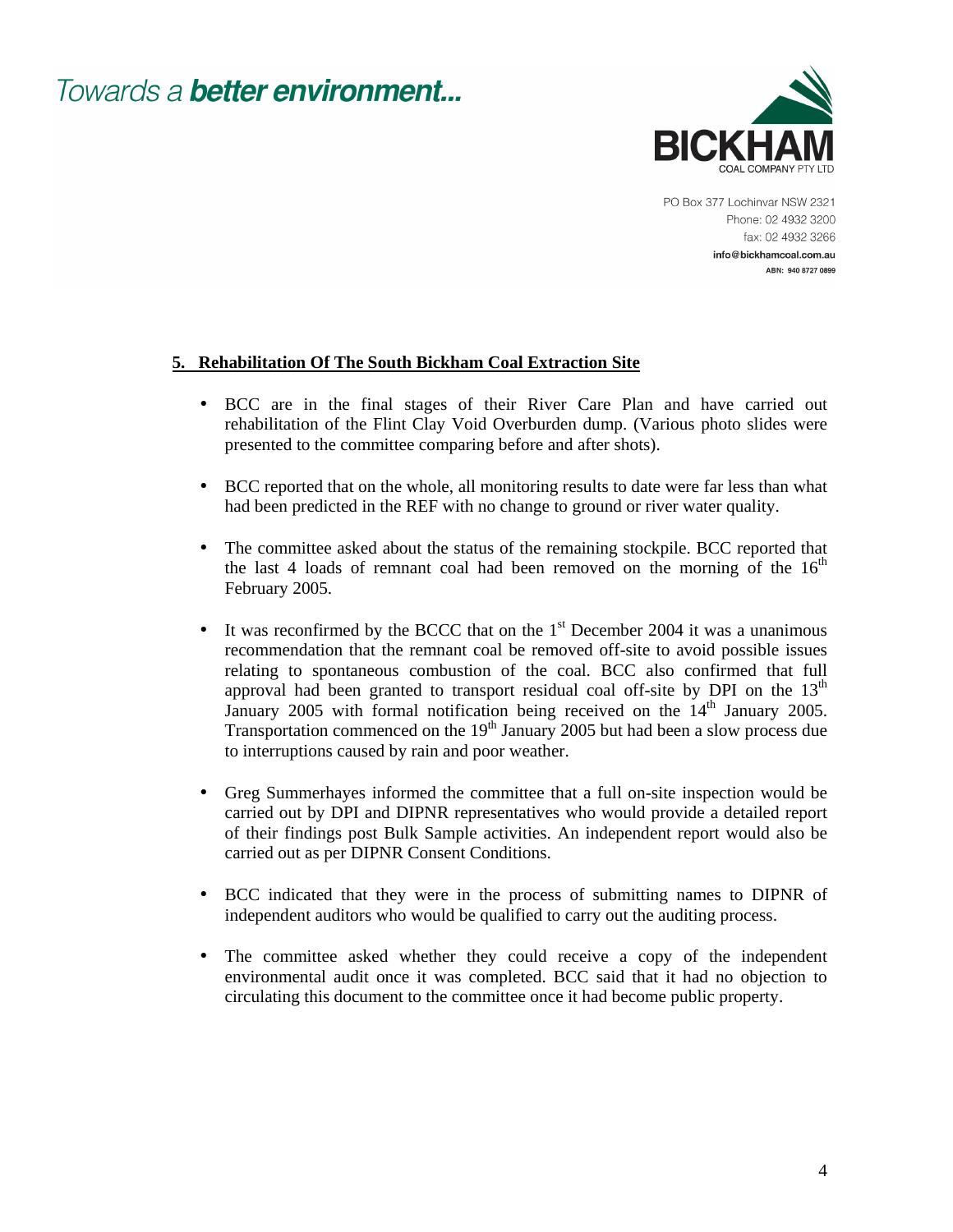## 5. Rehabilitation Of The South Bickham Coal Extraction Site

- BCC are in the final stages of their River Care Plan and have carried out rehabilitation of the Flint Clay Void Overburden dump. (Various photo slides were presented to the committee comparing before and after shots).

- BCC reported that on the whole, all monitoring results to date were far less than what had been predicted in the REF with no change to ground or river water quality.

- The committee asked about the status of the remaining stockpile. BCC reported that the last 4 loads of remnant coal had been removed on the morning of the 16th February 2005.

- It was reconfirmed by the BCCC that on the 1st December 2004 it was a unanimous recommendation that the remnant coal be removed off-site to avoid possible issues relating to spontaneous combustion of the coal. BCC also confirmed that full approval had been granted to transport residual coal off-site by DPI on the 13th January 2005 with formal notification being received on the 14th January 2005. Transportation commenced on the 19th January 2005 but had been a slow process due to interruptions caused by rain and poor weather.

- Greg Summerhayes informed the committee that a full on-site inspection would be carried out by DPI and DIPNR representatives who would provide a detailed report of their findings post Bulk Sample activities. An independent report would also be carried out as per DIPNR Consent Conditions.

- BCC indicated that they were in the process of submitting names to DIPNR of independent auditors who would be qualified to carry out the auditing process.

- The committee asked whether they could receive a copy of the independent environmental audit once it was completed. BCC said that it had no objection to circulating this document to the committee once it had become public property.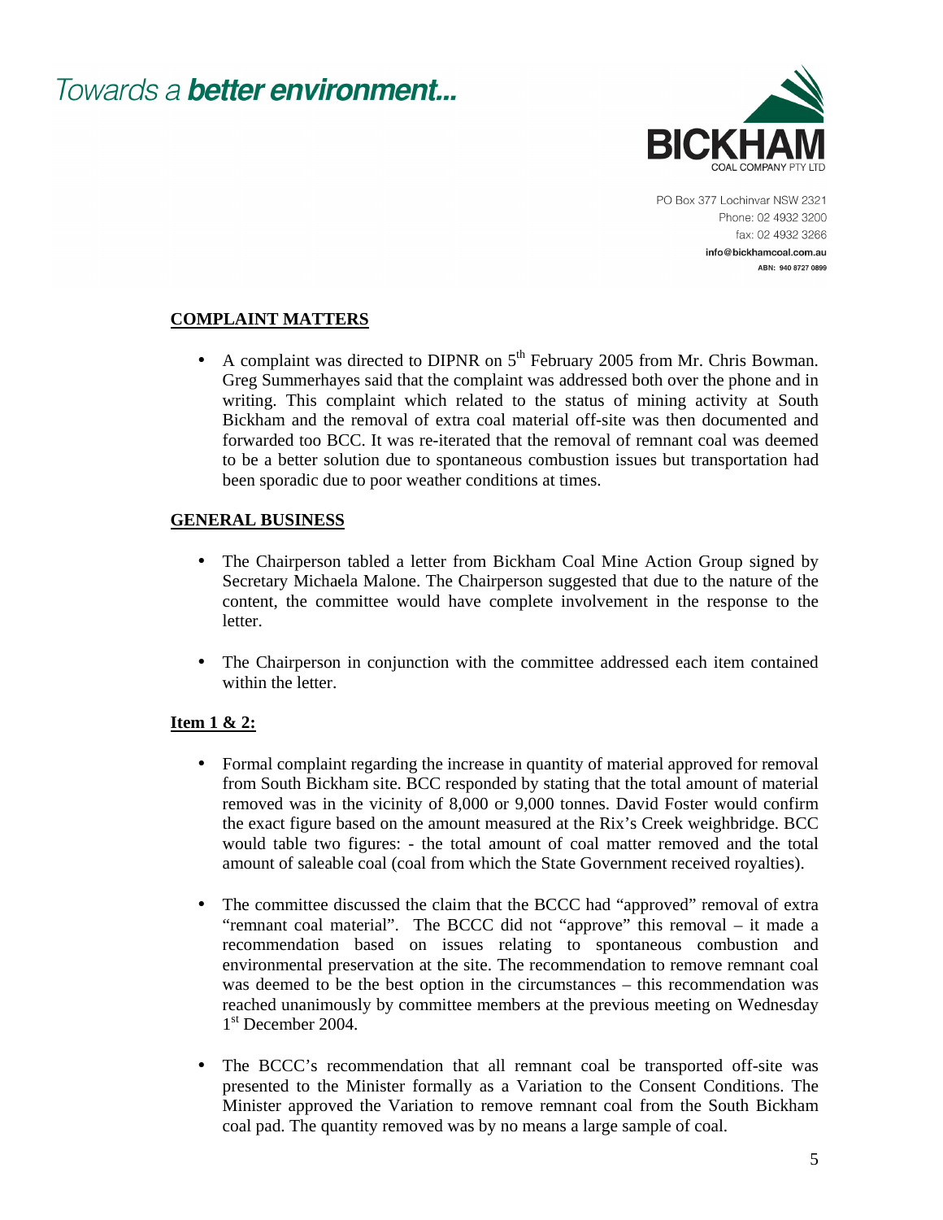Towards a **better environment...**

**BICKHAM**
COAL COMPANY PTY LTD

PO Box 377 Lochinvar NSW 2321
Phone: 02 4932 3200
fax: 02 4932 3266
**info@bickhamcoal.com.au**
**ABN: 940 8727 0899**

## COMPLAINT MATTERS

- A complaint was directed to DIPNR on 5th February 2005 from Mr. Chris Bowman. Greg Summerhayes said that the complaint was addressed both over the phone and in writing. This complaint which related to the status of mining activity at South Bickham and the removal of extra coal material off-site was then documented and forwarded too BCC. It was re-iterated that the removal of remnant coal was deemed to be a better solution due to spontaneous combustion issues but transportation had been sporadic due to poor weather conditions at times.

## GENERAL BUSINESS

- The Chairperson tabled a letter from Bickham Coal Mine Action Group signed by Secretary Michaela Malone. The Chairperson suggested that due to the nature of the content, the committee would have complete involvement in the response to the letter.

- The Chairperson in conjunction with the committee addressed each item contained within the letter.

### Item 1 & 2:

- Formal complaint regarding the increase in quantity of material approved for removal from South Bickham site. BCC responded by stating that the total amount of material removed was in the vicinity of 8,000 or 9,000 tonnes. David Foster would confirm the exact figure based on the amount measured at the Rix's Creek weighbridge. BCC would table two figures: - the total amount of coal matter removed and the total amount of saleable coal (coal from which the State Government received royalties).

- The committee discussed the claim that the BCCC had "approved" removal of extra "remnant coal material". The BCCC did not "approve" this removal – it made a recommendation based on issues relating to spontaneous combustion and environmental preservation at the site. The recommendation to remove remnant coal was deemed to be the best option in the circumstances – this recommendation was reached unanimously by committee members at the previous meeting on Wednesday 1st December 2004.

- The BCCC's recommendation that all remnant coal be transported off-site was presented to the Minister formally as a Variation to the Consent Conditions. The Minister approved the Variation to remove remnant coal from the South Bickham coal pad. The quantity removed was by no means a large sample of coal.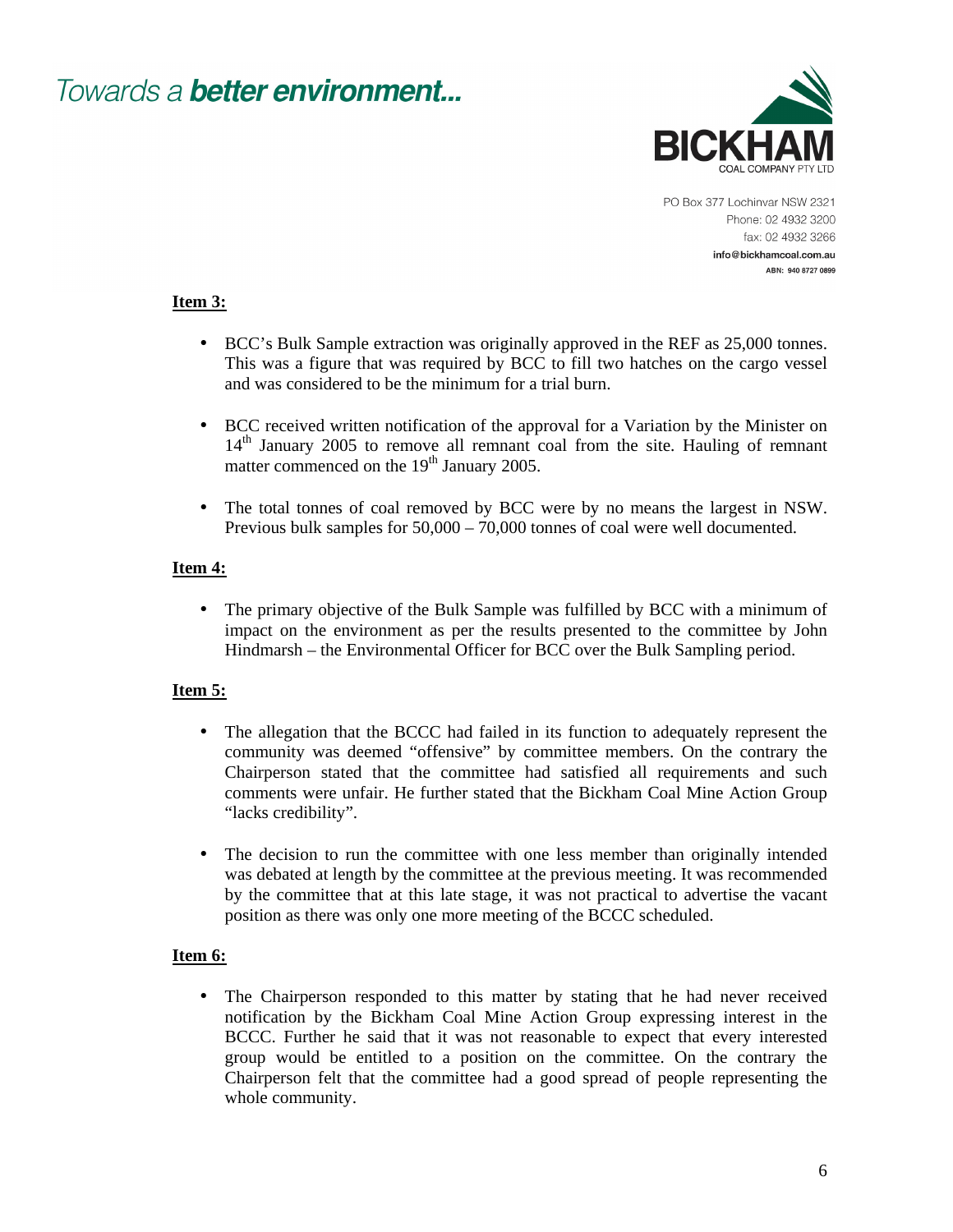**Item 3:**

- BCC's Bulk Sample extraction was originally approved in the REF as 25,000 tonnes. This was a figure that was required by BCC to fill two hatches on the cargo vessel and was considered to be the minimum for a trial burn.

- BCC received written notification of the approval for a Variation by the Minister on 14th January 2005 to remove all remnant coal from the site. Hauling of remnant matter commenced on the 19th January 2005.

- The total tonnes of coal removed by BCC were by no means the largest in NSW. Previous bulk samples for 50,000 – 70,000 tonnes of coal were well documented.

**Item 4:**

- The primary objective of the Bulk Sample was fulfilled by BCC with a minimum of impact on the environment as per the results presented to the committee by John Hindmarsh – the Environmental Officer for BCC over the Bulk Sampling period.

**Item 5:**

- The allegation that the BCCC had failed in its function to adequately represent the community was deemed "offensive" by committee members. On the contrary the Chairperson stated that the committee had satisfied all requirements and such comments were unfair. He further stated that the Bickham Coal Mine Action Group "lacks credibility".

- The decision to run the committee with one less member than originally intended was debated at length by the committee at the previous meeting. It was recommended by the committee that at this late stage, it was not practical to advertise the vacant position as there was only one more meeting of the BCCC scheduled.

**Item 6:**

- The Chairperson responded to this matter by stating that he had never received notification by the Bickham Coal Mine Action Group expressing interest in the BCCC. Further he said that it was not reasonable to expect that every interested group would be entitled to a position on the committee. On the contrary the Chairperson felt that the committee had a good spread of people representing the whole community.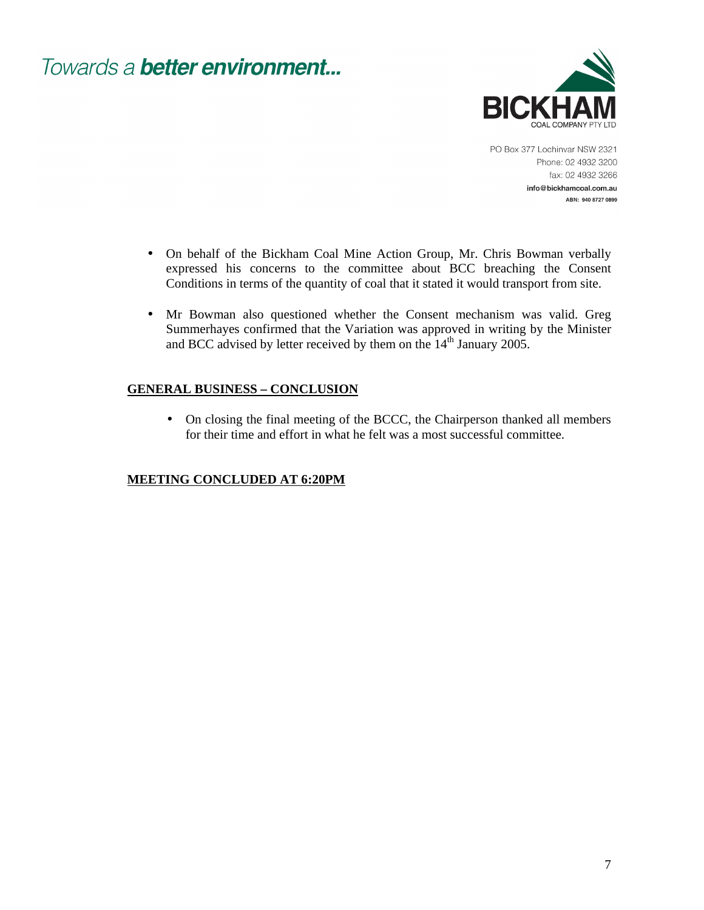- On behalf of the Bickham Coal Mine Action Group, Mr. Chris Bowman verbally expressed his concerns to the committee about BCC breaching the Consent Conditions in terms of the quantity of coal that it stated it would transport from site.

- Mr Bowman also questioned whether the Consent mechanism was valid. Greg Summerhayes confirmed that the Variation was approved in writing by the Minister and BCC advised by letter received by them on the 14th January 2005.

**GENERAL BUSINESS – CONCLUSION**

- On closing the final meeting of the BCCC, the Chairperson thanked all members for their time and effort in what he felt was a most successful committee.

**MEETING CONCLUDED AT 6:20PM**